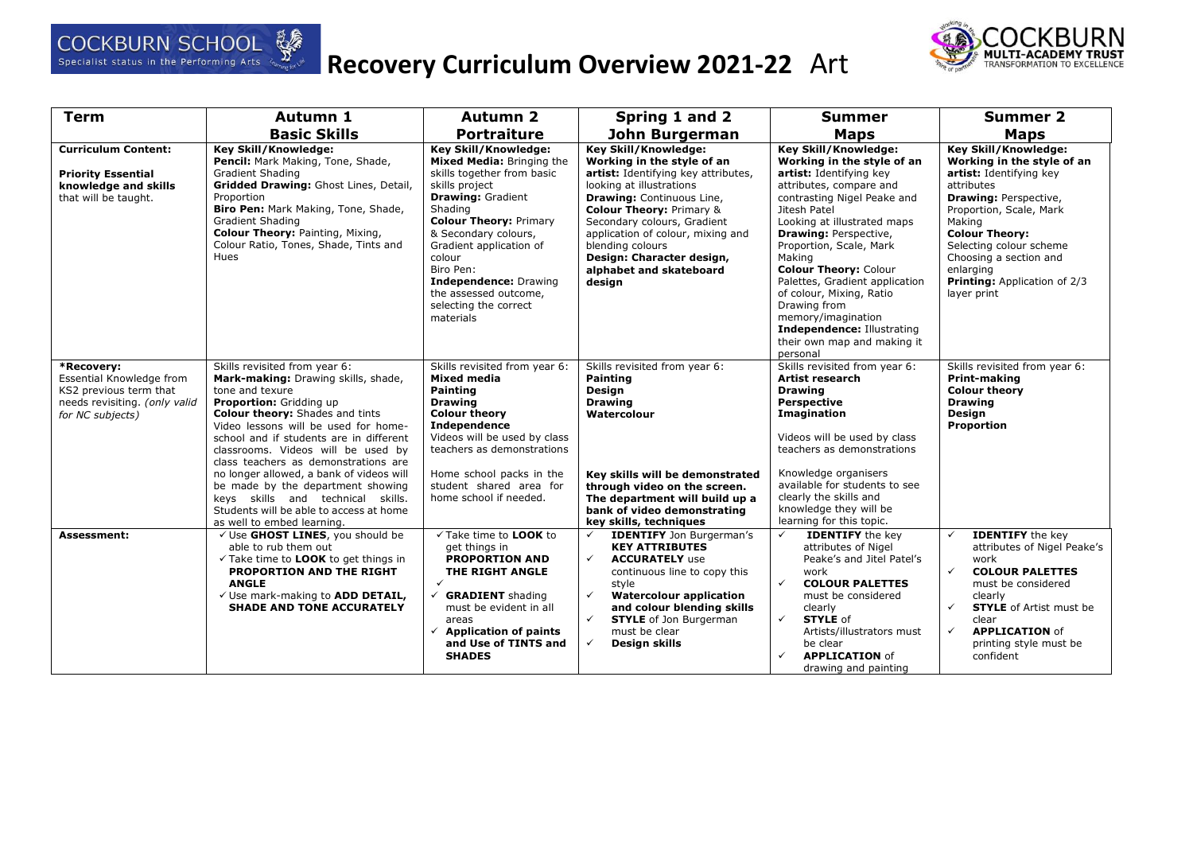# Recovery Curriculum Overview 2021-22 Art

COCKBURN SCHOOL — Specialist status in the Performing Arts

COCKBURN MULTI-ACADEMY TRUST — TRANSFORMATION TO EXCELLENCE

| Term | Autumn 1 Basic Skills | Autumn 2 Portraiture | Spring 1 and 2 John Burgerman | Summer Maps | Summer 2 Maps |
|---|---|---|---|---|---|
| **Curriculum Content:**<br><br>**Priority Essential knowledge and skills** that will be taught. | **Key Skill/Knowledge:**<br>**Pencil:** Mark Making, Tone, Shade, Gradient Shading<br>**Gridded Drawing:** Ghost Lines, Detail, Proportion<br>**Biro Pen:** Mark Making, Tone, Shade, Gradient Shading<br>**Colour Theory:** Painting, Mixing, Colour Ratio, Tones, Shade, Tints and Hues | **Key Skill/Knowledge:**<br>**Mixed Media:** Bringing the skills together from basic skills project<br>**Drawing:** Gradient Shading<br>**Colour Theory:** Primary & Secondary colours, Gradient application of colour<br>Biro Pen:<br>**Independence:** Drawing the assessed outcome, selecting the correct materials | **Key Skill/Knowledge:**<br>**Working in the style of an artist:** Identifying key attributes, looking at illustrations<br>**Drawing:** Continuous Line,<br>**Colour Theory:** Primary & Secondary colours, Gradient application of colour, mixing and blending colours<br>**Design: Character design, alphabet and skateboard design** | **Key Skill/Knowledge:**<br>**Working in the style of an artist:** Identifying key attributes, compare and contrasting Nigel Peake and Jitesh Patel<br>Looking at illustrated maps<br>**Drawing:** Perspective, Proportion, Scale, Mark Making<br>**Colour Theory:** Colour Palettes, Gradient application of colour, Mixing, Ratio<br>Drawing from memory/imagination<br>**Independence:** Illustrating their own map and making it personal | **Key Skill/Knowledge:**<br>**Working in the style of an artist:** Identifying key attributes<br>**Drawing:** Perspective, Proportion, Scale, Mark Making<br>**Colour Theory:** Selecting colour scheme<br>Choosing a section and enlarging<br>**Printing:** Application of 2/3 layer print |
| **\*Recovery:**<br>Essential Knowledge from KS2 previous term that needs revisiting. *(only valid for NC subjects)* | Skills revisited from year 6:<br>**Mark-making:** Drawing skills, shade, tone and texure<br>**Proportion:** Gridding up<br>**Colour theory:** Shades and tints<br>Video lessons will be used for home-school and if students are in different classrooms. Videos will be used by class teachers as demonstrations are no longer allowed, a bank of videos will be made by the department showing keys skills and technical skills. Students will be able to access at home as well to embed learning. | Skills revisited from year 6:<br>**Mixed media**<br>**Painting**<br>**Drawing**<br>**Colour theory**<br>**Independence**<br>Videos will be used by class teachers as demonstrations<br><br>Home school packs in the student shared area for home school if needed. | Skills revisited from year 6:<br>**Painting**<br>**Design**<br>**Drawing**<br>**Watercolour**<br><br>**Key skills will be demonstrated through video on the screen. The department will build up a bank of video demonstrating key skills, techniques** | Skills revisited from year 6:<br>**Artist research**<br>**Drawing**<br>**Perspective**<br>**Imagination**<br><br>Videos will be used by class teachers as demonstrations<br><br>Knowledge organisers available for students to see clearly the skills and knowledge they will be learning for this topic. | Skills revisited from year 6:<br>**Print-making**<br>**Colour theory**<br>**Drawing**<br>**Design**<br>**Proportion** |
| **Assessment:** | ✓ Use **GHOST LINES**, you should be able to rub them out<br>✓ Take time to **LOOK** to get things in **PROPORTION AND THE RIGHT ANGLE**<br>✓ Use mark-making to **ADD DETAIL, SHADE AND TONE ACCURATELY** | ✓ Take time to **LOOK** to get things in **PROPORTION AND THE RIGHT ANGLE**<br>✓<br>✓ **GRADIENT** shading must be evident in all areas<br>✓ **Application of paints and Use of TINTS and SHADES** | ✓ **IDENTIFY** Jon Burgerman's **KEY ATTRIBUTES**<br>✓ **ACCURATELY** use continuous line to copy this style<br>✓ **Watercolour application and colour blending skills**<br>✓ **STYLE** of Jon Burgerman must be clear<br>✓ **Design skills** | ✓ **IDENTIFY** the key attributes of Nigel Peake's and Jitel Patel's work<br>✓ **COLOUR PALETTES** must be considered clearly<br>✓ **STYLE** of Artists/illustrators must be clear<br>✓ **APPLICATION** of drawing and painting | ✓ **IDENTIFY** the key attributes of Nigel Peake's work<br>✓ **COLOUR PALETTES** must be considered clearly<br>✓ **STYLE** of Artist must be clear<br>✓ **APPLICATION** of printing style must be confident |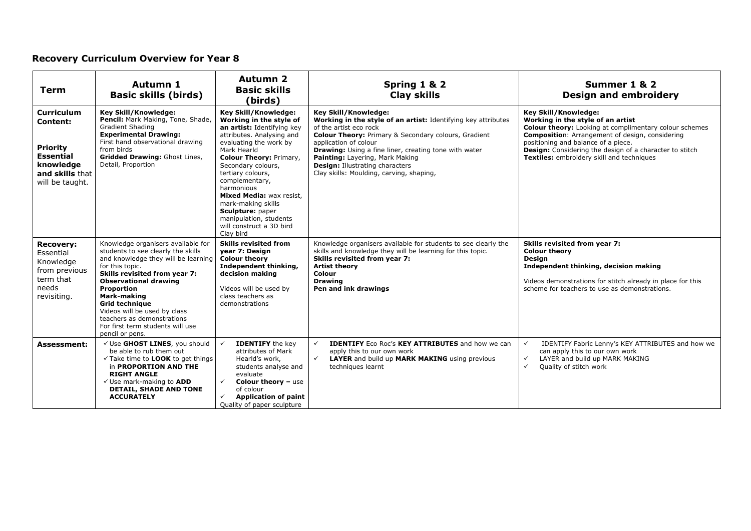## Recovery Curriculum Overview for Year 8

| Term | Autumn 1<br>Basic skills (birds) | Autumn 2<br>Basic skills (birds) | Spring 1 & 2<br>Clay skills | Summer 1 & 2<br>Design and embroidery |
|---|---|---|---|---|
| **Curriculum Content:**<br><br>**Priority Essential knowledge and skills** that will be taught. | **Key Skill/Knowledge:**<br>**Pencil:** Mark Making, Tone, Shade, Gradient Shading<br>**Experimental Drawing:** First hand observational drawing from birds<br>**Gridded Drawing:** Ghost Lines, Detail, Proportion | **Key Skill/Knowledge:**<br>**Working in the style of an artist:** Identifying key attributes. Analysing and evaluating the work by Mark Hearld<br>**Colour Theory:** Primary, Secondary colours, tertiary colours, complementary, harmonious<br>**Mixed Media:** wax resist, mark-making skills<br>**Sculpture:** paper manipulation, students will construct a 3D bird Clay bird | **Key Skill/Knowledge:**<br>**Working in the style of an artist:** Identifying key attributes of the artist eco rock<br>**Colour Theory:** Primary & Secondary colours, Gradient application of colour<br>**Drawing:** Using a fine liner, creating tone with water<br>**Painting:** Layering, Mark Making<br>**Design:** Illustrating characters<br>Clay skills: Moulding, carving, shaping, | **Key Skill/Knowledge:**<br>**Working in the style of an artist**<br>**Colour theory:** Looking at complimentary colour schemes<br>**Compositio**n: Arrangement of design, considering positioning and balance of a piece.<br>**Design:** Considering the design of a character to stitch<br>**Textiles:** embroidery skill and techniques |
| **Recovery:** Essential Knowledge from previous term that needs revisiting. | Knowledge organisers available for students to see clearly the skills and knowledge they will be learning for this topic.<br>**Skills revisited from year 7:**<br>**Observational drawing**<br>**Proportion**<br>**Mark-making**<br>**Grid technique**<br>Videos will be used by class teachers as demonstrations<br>For first term students will use pencil or pens. | **Skills revisited from year 7: Design**<br>**Colour theory**<br>**Independent thinking, decision making**<br><br>Videos will be used by class teachers as demonstrations | Knowledge organisers available for students to see clearly the skills and knowledge they will be learning for this topic.<br>**Skills revisited from year 7:**<br>**Artist theory**<br>**Colour**<br>**Drawing**<br>**Pen and ink drawings** | **Skills revisited from year 7:**<br>**Colour theory**<br>**Design**<br>**Independent thinking, decision making**<br><br>Videos demonstrations for stitch already in place for this scheme for teachers to use as demonstrations. |
| **Assessment:** | ✓ Use **GHOST LINES**, you should be able to rub them out<br>✓ Take time to **LOOK** to get things in **PROPORTION AND THE RIGHT ANGLE**<br>✓ Use mark-making to **ADD DETAIL, SHADE AND TONE ACCURATELY** | ✓ **IDENTIFY** the key attributes of Mark Hearld's work, students analyse and evaluate<br>✓ **Colour theory –** use of colour<br>✓ **Application of paint**<br>Quality of paper sculpture | ✓ **IDENTIFY** Eco Roc's **KEY ATTRIBUTES** and how we can apply this to our own work<br>✓ **LAYER** and build up **MARK MAKING** using previous techniques learnt | ✓ IDENTIFY Fabric Lenny's KEY ATTRIBUTES and how we can apply this to our own work<br>✓ LAYER and build up MARK MAKING<br>✓ Quality of stitch work |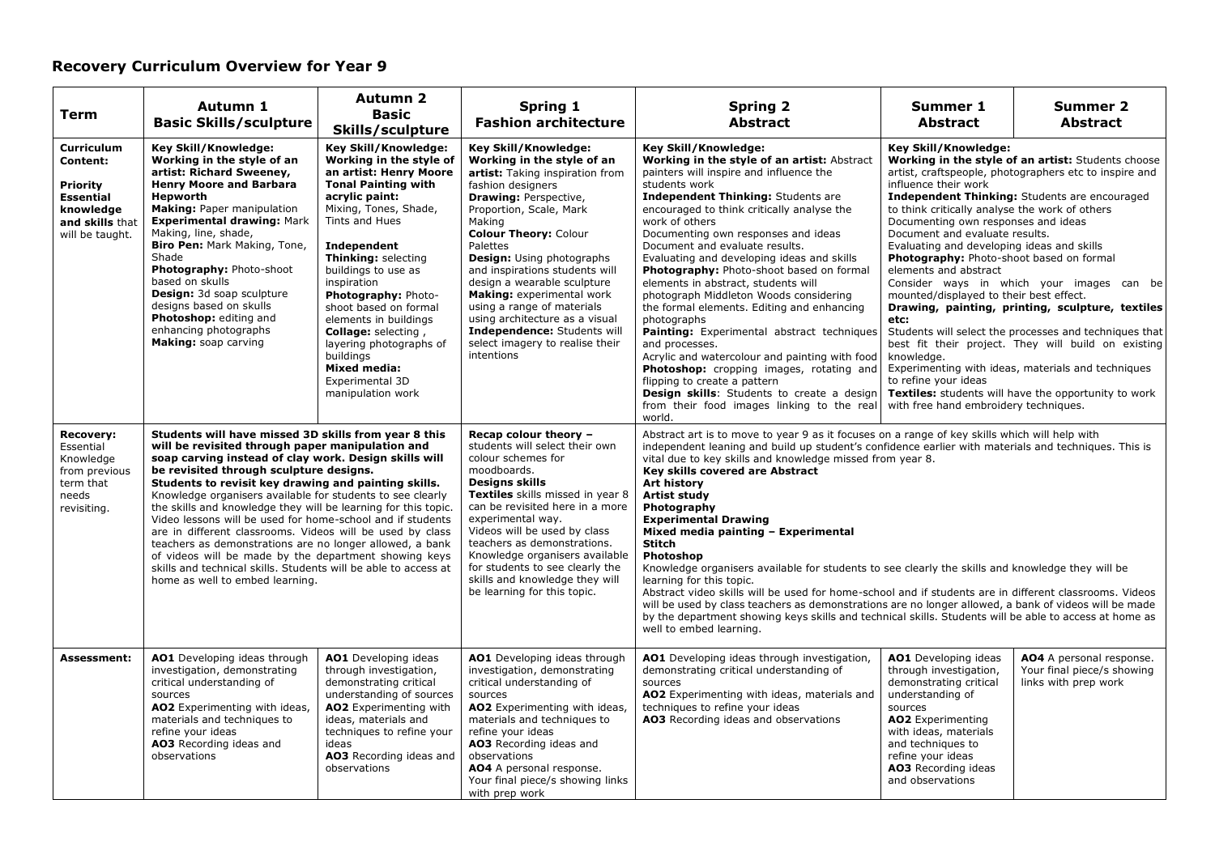## Recovery Curriculum Overview for Year 9

| Term | Autumn 1 Basic Skills/sculpture | Autumn 2 Basic Skills/sculpture | Spring 1 Fashion architecture | Spring 2 Abstract | Summer 1 Abstract | Summer 2 Abstract |
|---|---|---|---|---|---|---|
| **Curriculum Content:** **Priority Essential knowledge and skills** that will be taught. | **Key Skill/Knowledge:** **Working in the style of an artist: Richard Sweeney, Henry Moore and Barbara Hepworth** **Making:** Paper manipulation **Experimental drawing:** Mark Making, line, shade, **Biro Pen:** Mark Making, Tone, Shade **Photography:** Photo-shoot based on skulls **Design:** 3d soap sculpture designs based on skulls **Photoshop:** editing and enhancing photographs **Making:** soap carving | **Key Skill/Knowledge:** **Working in the style of an artist: Henry Moore** **Tonal Painting with acrylic paint:** Mixing, Tones, Shade, Tints and Hues **Independent Thinking:** selecting buildings to use as inspiration **Photography:** Photo-shoot based on formal elements in buildings **Collage:** selecting , layering photographs of buildings **Mixed media:** Experimental 3D manipulation work | **Key Skill/Knowledge:** **Working in the style of an artist:** Taking inspiration from fashion designers **Drawing:** Perspective, Proportion, Scale, Mark Making **Colour Theory:** Colour Palettes **Design:** Using photographs and inspirations students will design a wearable sculpture **Making:** experimental work using a range of materials using architecture as a visual **Independence:** Students will select imagery to realise their intentions | **Key Skill/Knowledge:** **Working in the style of an artist:** Abstract painters will inspire and influence the students work **Independent Thinking:** Students are encouraged to think critically analyse the work of others Documenting own responses and ideas Document and evaluate results. Evaluating and developing ideas and skills **Photography:** Photo-shoot based on formal elements in abstract, students will photograph Middleton Woods considering the formal elements. Editing and enhancing photographs **Painting:** Experimental abstract techniques and processes. Acrylic and watercolour and painting with food **Photoshop:** cropping images, rotating and flipping to create a pattern **Design skills**: Students to create a design from their food images linking to the real world. | **Key Skill/Knowledge:** **Working in the style of an artist:** Students choose artist, craftspeople, photographers etc to inspire and influence their work **Independent Thinking:** Students are encouraged to think critically analyse the work of others Documenting own responses and ideas Document and evaluate results. Evaluating and developing ideas and skills **Photography:** Photo-shoot based on formal elements and abstract Consider ways in which your images can be mounted/displayed to their best effect. **Drawing, painting, printing, sculpture, textiles etc:** Students will select the processes and techniques that best fit their project. They will build on existing knowledge. Experimenting with ideas, materials and techniques to refine your ideas **Textiles:** Students will have the opportunity to work with free hand embroidery techniques. | |
| **Recovery:** Essential Knowledge from previous term that needs revisiting. | **Students will have missed 3D skills from year 8 this will be revisited through paper manipulation and soap carving instead of clay work. Design skills will be revisited through sculpture designs. Students to revisit key drawing and painting skills.** Knowledge organisers available for students to see clearly the skills and knowledge they will be learning for this topic. Video lessons will be used for home-school and if students are in different classrooms. Videos will be used by class teachers as demonstrations are no longer allowed, a bank of videos will be made by the department showing keys skills and technical skills. Students will be able to access at home as well to embed learning. | | **Recap colour theory –** students will select their own colour schemes for moodboards. **Designs skills** **Textiles** skills missed in year 8 can be revisited here in a more experimental way. Videos will be used by class teachers as demonstrations. Knowledge organisers available for students to see clearly the skills and knowledge they will be learning for this topic. | Abstract art is to move to year 9 as it focuses on a range of key skills which will help with independent leaning and build up student's confidence earlier with materials and techniques. This is vital due to key skills and knowledge missed from year 8. **Key skills covered are Abstract** **Art history** **Artist study** **Photography** **Experimental Drawing** **Mixed media painting – Experimental** **Stitch** **Photoshop** Knowledge organisers available for students to see clearly the skills and knowledge they will be learning for this topic. Abstract video skills will be used for home-school and if students are in different classrooms. Videos will be used by class teachers as demonstrations are no longer allowed, a bank of videos will be made by the department showing keys skills and technical skills. Students will be able to access at home as well to embed learning. | | |
| **Assessment:** | **AO1** Developing ideas through investigation, demonstrating critical understanding of sources **AO2** Experimenting with ideas, materials and techniques to refine your ideas **AO3** Recording ideas and observations | **AO1** Developing ideas through investigation, demonstrating critical understanding of sources **AO2** Experimenting with ideas, materials and techniques to refine your ideas **AO3** Recording ideas and observations | **AO1** Developing ideas through investigation, demonstrating critical understanding of sources **AO2** Experimenting with ideas, materials and techniques to refine your ideas **AO3** Recording ideas and observations **AO4** A personal response. Your final piece/s showing links with prep work | **AO1** Developing ideas through investigation, demonstrating critical understanding of sources **AO2** Experimenting with ideas, materials and techniques to refine your ideas **AO3** Recording ideas and observations | **AO1** Developing ideas through investigation, demonstrating critical understanding of sources **AO2** Experimenting with ideas, materials and techniques to refine your ideas **AO3** Recording ideas and observations | **AO4** A personal response. Your final piece/s showing links with prep work |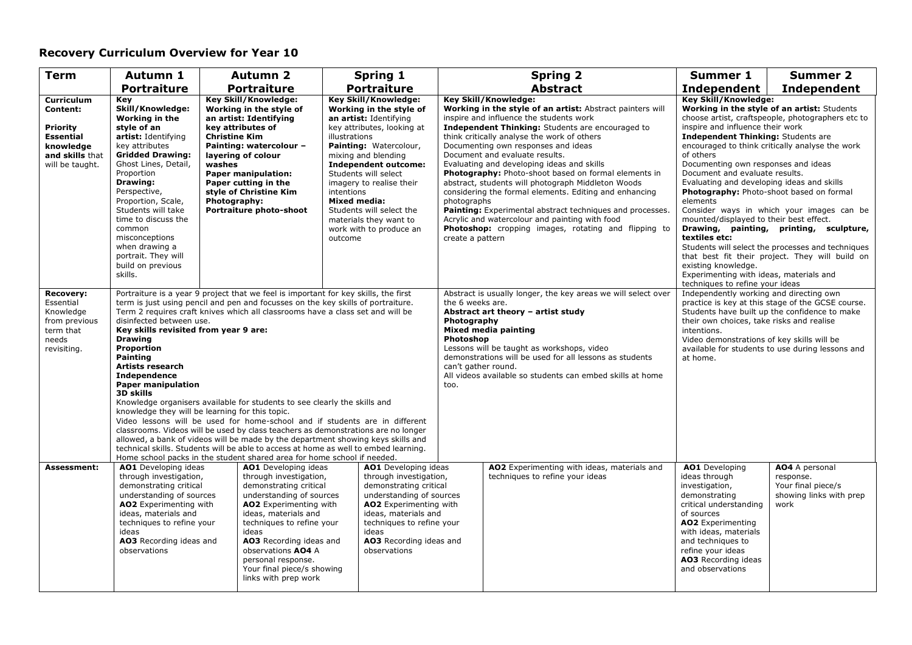## Recovery Curriculum Overview for Year 10

| Term | Autumn 1 Portraiture | Autumn 2 Portraiture | Spring 1 Portraiture | Spring 2 Abstract | Summer 1 Independent | Summer 2 Independent |
|---|---|---|---|---|---|---|
| **Curriculum Content:** **Priority Essential knowledge and skills** that will be taught. | **Key Skill/Knowledge: Working in the style of an artist:** Identifying key attributes **Gridded Drawing:** Ghost Lines, Detail, Proportion **Drawing:** Perspective, Proportion, Scale, Students will take time to discuss the common misconceptions when drawing a portrait. They will build on previous skills. | **Key Skill/Knowledge: Working in the style of an artist: Identifying key attributes of Christine Kim** **Painting: watercolour – layering of colour washes** **Paper manipulation: Paper cutting in the style of Christine Kim** **Photography: Portraiture photo-shoot** | **Key Skill/Knowledge: Working in the style of an artist:** Identifying key attributes, looking at illustrations **Painting:** Watercolour, mixing and blending **Independent outcome:** Students will select imagery to realise their intentions **Mixed media:** Students will select the materials they want to work with to produce an outcome | **Key Skill/Knowledge: Working in the style of an artist:** Abstract painters will inspire and influence the students work **Independent Thinking:** Students are encouraged to think critically analyse the work of others Documenting own responses and ideas Document and evaluate results. Evaluating and developing ideas and skills **Photography:** Photo-shoot based on formal elements in abstract, students will photograph Middleton Woods considering the formal elements. Editing and enhancing photographs **Painting:** Experimental abstract techniques and processes. Acrylic and watercolour and painting with food **Photoshop:** cropping images, rotating and flipping to create a pattern | **Key Skill/Knowledge: Working in the style of an artist:** Students choose artist, craftspeople, photographers etc to inspire and influence their work **Independent Thinking:** Students are encouraged to think critically analyse the work of others Documenting own responses and ideas Document and evaluate results. Evaluating and developing ideas and skills **Photography:** Photo-shoot based on formal elements Consider ways in which your images can be mounted/displayed to their best effect. **Drawing, painting, printing, sculpture, textiles etc:** Students will select the processes and techniques that best fit their project. They will build on existing knowledge. Experimenting with ideas, materials and techniques to refine your ideas | |
| **Recovery:** Essential Knowledge from previous term that needs revisiting. | Portraiture is a year 9 project that we feel is important for key skills, the first term is just using pencil and pen and focusses on the key skills of portraiture. Term 2 requires craft knives which all classrooms have a class set and will be disinfected between use. **Key skills revisited from year 9 are:** **Drawing** **Proportion** **Painting** **Artists research** **Independence** **Paper manipulation** **3D skills** Knowledge organisers available for students to see clearly the skills and knowledge they will be learning for this topic. Video lessons will be used for home-school and if students are in different classrooms. Videos will be used by class teachers as demonstrations are no longer allowed, a bank of videos will be made by the department showing keys skills and technical skills. Students will be able to access at home as well to embed learning. Home school packs in the student shared area for home school if needed. | | | Abstract is usually longer, the key areas we will select over the 6 weeks are. **Abstract art theory – artist study** **Photography** **Mixed media painting** **Photoshop** Lessons will be taught as workshops, video demonstrations will be used for all lessons as students can't gather round. All videos available so students can embed skills at home too. | Independently working and directing own practice is key at this stage of the GCSE course. Students have built up the confidence to make their own choices, take risks and realise intentions. Video demonstrations of key skills will be available for students to use during lessons and at home. | |
| **Assessment:** | **AO1** Developing ideas through investigation, demonstrating critical understanding of sources **AO2** Experimenting with ideas, materials and techniques to refine your ideas **AO3** Recording ideas and observations | **AO1** Developing ideas through investigation, demonstrating critical understanding of sources **AO2** Experimenting with ideas, materials and techniques to refine your ideas **AO3** Recording ideas and observations **AO4** A personal response. Your final piece/s showing links with prep work | **AO1** Developing ideas through investigation, demonstrating critical understanding of sources **AO2** Experimenting with ideas, materials and techniques to refine your ideas **AO3** Recording ideas and observations | **AO2** Experimenting with ideas, materials and techniques to refine your ideas | **AO1** Developing ideas through investigation, demonstrating critical understanding of sources **AO2** Experimenting with ideas, materials and techniques to refine your ideas **AO3** Recording ideas and observations | **AO4** A personal response. Your final piece/s showing links with prep work |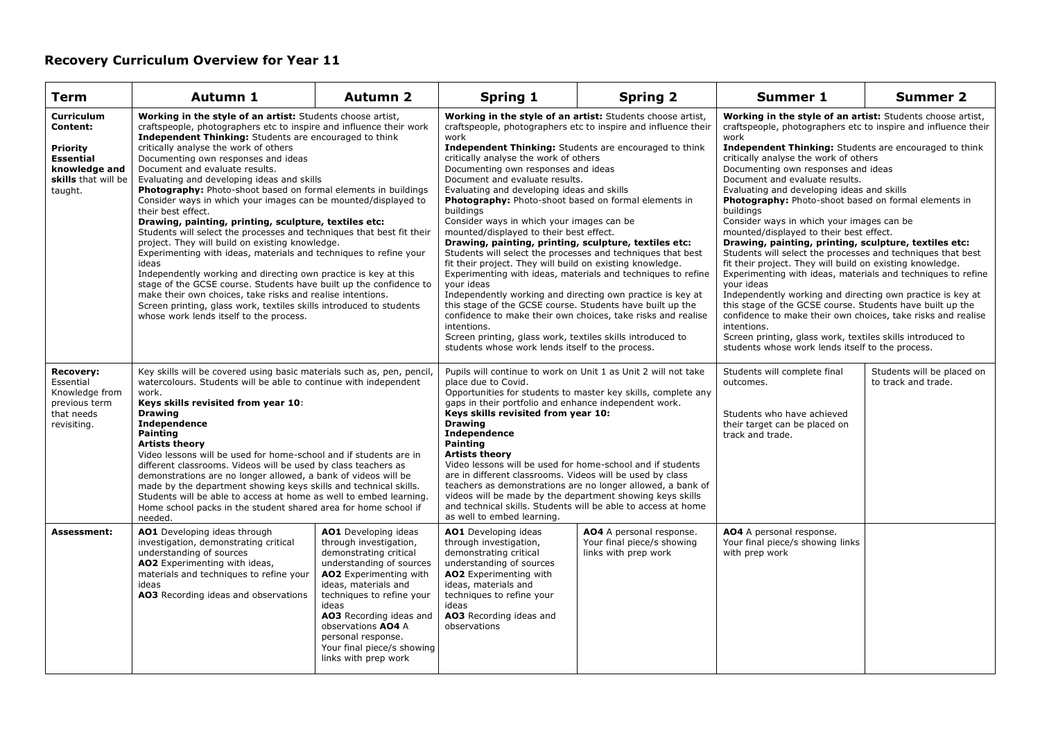# Recovery Curriculum Overview for Year 11

| Term | Autumn 1 | Autumn 2 | Spring 1 | Spring 2 | Summer 1 | Summer 2 |
|---|---|---|---|---|---|---|
| **Curriculum Content:**<br><br>**Priority Essential knowledge and skills** that will be taught. | **Working in the style of an artist:** Students choose artist, craftspeople, photographers etc to inspire and influence their work<br>**Independent Thinking:** Students are encouraged to think critically analyse the work of others<br>Documenting own responses and ideas<br>Document and evaluate results.<br>Evaluating and developing ideas and skills<br>**Photography:** Photo-shoot based on formal elements in buildings<br>Consider ways in which your images can be mounted/displayed to their best effect.<br>**Drawing, painting, printing, sculpture, textiles etc:**<br>Students will select the processes and techniques that best fit their project. They will build on existing knowledge.<br>Experimenting with ideas, materials and techniques to refine your ideas<br>Independently working and directing own practice is key at this stage of the GCSE course. Students have built up the confidence to make their own choices, take risks and realise intentions.<br>Screen printing, glass work, textiles skills introduced to students whose work lends itself to the process. | | **Working in the style of an artist:** Students choose artist, craftspeople, photographers etc to inspire and influence their work<br>**Independent Thinking:** Students are encouraged to think critically analyse the work of others<br>Documenting own responses and ideas<br>Document and evaluate results.<br>Evaluating and developing ideas and skills<br>**Photography:** Photo-shoot based on formal elements in buildings<br>Consider ways in which your images can be mounted/displayed to their best effect.<br>**Drawing, painting, printing, sculpture, textiles etc:**<br>Students will select the processes and techniques that best fit their project. They will build on existing knowledge.<br>Experimenting with ideas, materials and techniques to refine your ideas<br>Independently working and directing own practice is key at this stage of the GCSE course. Students have built up the confidence to make their own choices, take risks and realise intentions.<br>Screen printing, glass work, textiles skills introduced to students whose work lends itself to the process. | | **Working in the style of an artist:** Students choose artist, craftspeople, photographers etc to inspire and influence their work<br>**Independent Thinking:** Students are encouraged to think critically analyse the work of others<br>Documenting own responses and ideas<br>Document and evaluate results.<br>Evaluating and developing ideas and skills<br>**Photography:** Photo-shoot based on formal elements in buildings<br>Consider ways in which your images can be mounted/displayed to their best effect.<br>**Drawing, painting, printing, sculpture, textiles etc:**<br>Students will select the processes and techniques that best fit their project. They will build on existing knowledge.<br>Experimenting with ideas, materials and techniques to refine your ideas<br>Independently working and directing own practice is key at this stage of the GCSE course. Students have built up the confidence to make their own choices, take risks and realise intentions.<br>Screen printing, glass work, textiles skills introduced to students whose work lends itself to the process. | |
| **Recovery:** Essential Knowledge from previous term that needs revisiting. | Key skills will be covered using basic materials such as, pen, pencil, watercolours. Students will be able to continue with independent work.<br>**Keys skills revisited from year 10**:<br>**Drawing**<br>**Independence**<br>**Painting**<br>**Artists theory**<br>Video lessons will be used for home-school and if students are in different classrooms. Videos will be used by class teachers as demonstrations are no longer allowed, a bank of videos will be made by the department showing keys skills and technical skills. Students will be able to access at home as well to embed learning.<br>Home school packs in the student shared area for home school if needed. | | Pupils will continue to work on Unit 1 as Unit 2 will not take place due to Covid.<br>Opportunities for students to master key skills, complete any gaps in their portfolio and enhance independent work.<br>**Keys skills revisited from year 10:**<br>**Drawing**<br>**Independence**<br>**Painting**<br>**Artists theory**<br>Video lessons will be used for home-school and if students are in different classrooms. Videos will be used by class teachers as demonstrations are no longer allowed, a bank of videos will be made by the department showing keys skills and technical skills. Students will be able to access at home as well to embed learning. | | Students will complete final outcomes.<br><br>Students who have achieved their target can be placed on track and trade. | Students will be placed on to track and trade. |
| **Assessment:** | **AO1** Developing ideas through investigation, demonstrating critical understanding of sources<br>**AO2** Experimenting with ideas, materials and techniques to refine your ideas<br>**AO3** Recording ideas and observations | **AO1** Developing ideas through investigation, demonstrating critical understanding of sources<br>**AO2** Experimenting with ideas, materials and techniques to refine your ideas<br>**AO3** Recording ideas and observations **AO4** A personal response. Your final piece/s showing links with prep work | **AO1** Developing ideas through investigation, demonstrating critical understanding of sources<br>**AO2** Experimenting with ideas, materials and techniques to refine your ideas<br>**AO3** Recording ideas and observations | **AO4** A personal response. Your final piece/s showing links with prep work | **AO4** A personal response. Your final piece/s showing links with prep work | |